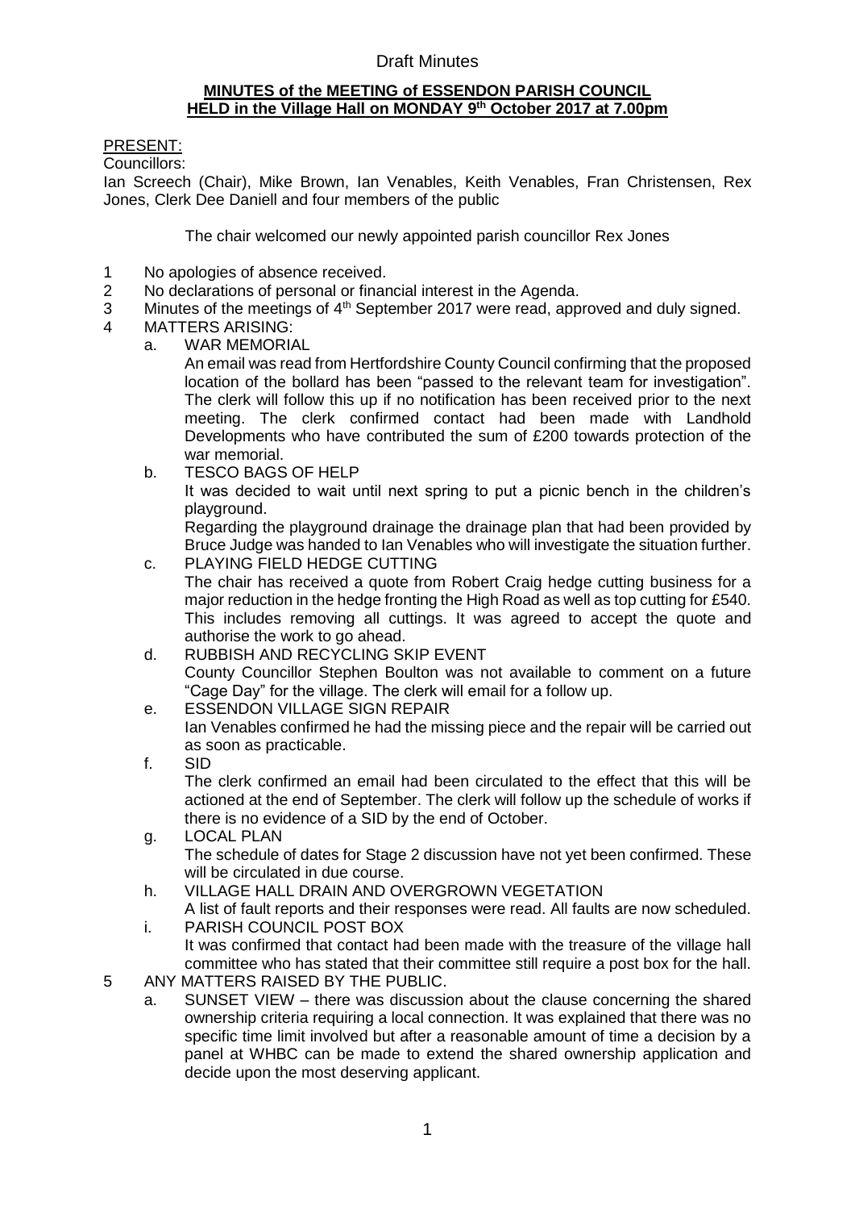Draft Minutes

**MINUTES of the MEETING of ESSENDON PARISH COUNCIL**
**HELD in the Village Hall on MONDAY 9th October 2017 at 7.00pm**

PRESENT:

Councillors:

Ian Screech (Chair), Mike Brown, Ian Venables, Keith Venables, Fran Christensen, Rex Jones, Clerk Dee Daniell and four members of the public

The chair welcomed our newly appointed parish councillor Rex Jones

1 No apologies of absence received.
2 No declarations of personal or financial interest in the Agenda.
3 Minutes of the meetings of 4th September 2017 were read, approved and duly signed.
4 MATTERS ARISING:
   a. WAR MEMORIAL
      An email was read from Hertfordshire County Council confirming that the proposed location of the bollard has been "passed to the relevant team for investigation". The clerk will follow this up if no notification has been received prior to the next meeting. The clerk confirmed contact had been made with Landhold Developments who have contributed the sum of £200 towards protection of the war memorial.
   b. TESCO BAGS OF HELP
      It was decided to wait until next spring to put a picnic bench in the children's playground.
      Regarding the playground drainage the drainage plan that had been provided by Bruce Judge was handed to Ian Venables who will investigate the situation further.
   c. PLAYING FIELD HEDGE CUTTING
      The chair has received a quote from Robert Craig hedge cutting business for a major reduction in the hedge fronting the High Road as well as top cutting for £540. This includes removing all cuttings. It was agreed to accept the quote and authorise the work to go ahead.
   d. RUBBISH AND RECYCLING SKIP EVENT
      County Councillor Stephen Boulton was not available to comment on a future "Cage Day" for the village. The clerk will email for a follow up.
   e. ESSENDON VILLAGE SIGN REPAIR
      Ian Venables confirmed he had the missing piece and the repair will be carried out as soon as practicable.
   f. SID
      The clerk confirmed an email had been circulated to the effect that this will be actioned at the end of September. The clerk will follow up the schedule of works if there is no evidence of a SID by the end of October.
   g. LOCAL PLAN
      The schedule of dates for Stage 2 discussion have not yet been confirmed. These will be circulated in due course.
   h. VILLAGE HALL DRAIN AND OVERGROWN VEGETATION
      A list of fault reports and their responses were read. All faults are now scheduled.
   i. PARISH COUNCIL POST BOX
      It was confirmed that contact had been made with the treasure of the village hall committee who has stated that their committee still require a post box for the hall.
5 ANY MATTERS RAISED BY THE PUBLIC.
   a. SUNSET VIEW – there was discussion about the clause concerning the shared ownership criteria requiring a local connection. It was explained that there was no specific time limit involved but after a reasonable amount of time a decision by a panel at WHBC can be made to extend the shared ownership application and decide upon the most deserving applicant.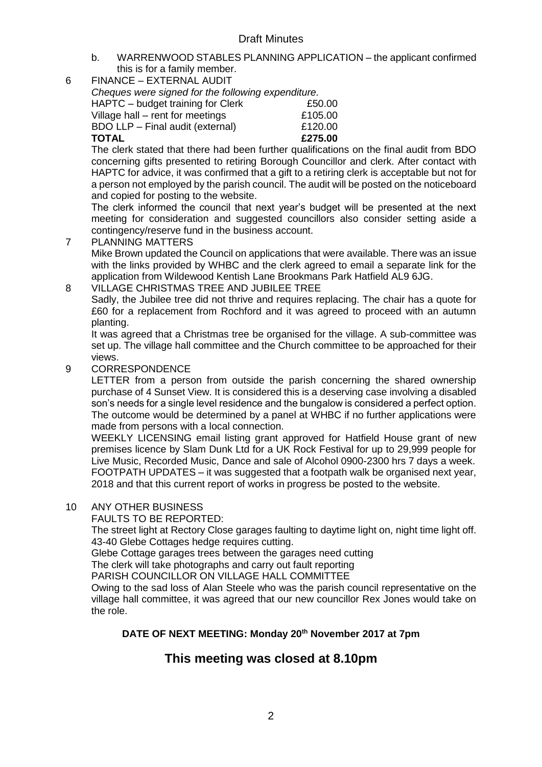b. WARRENWOOD STABLES PLANNING APPLICATION – the applicant confirmed this is for a family member.

6 FINANCE – EXTERNAL AUDIT

*Cheques were signed for the following expenditure.*

| | |
|---|---|
| HAPTC – budget training for Clerk | £50.00 |
| Village hall – rent for meetings | £105.00 |
| BDO LLP – Final audit (external) | £120.00 |
| **TOTAL** | **£275.00** |

The clerk stated that there had been further qualifications on the final audit from BDO concerning gifts presented to retiring Borough Councillor and clerk. After contact with HAPTC for advice, it was confirmed that a gift to a retiring clerk is acceptable but not for a person not employed by the parish council. The audit will be posted on the noticeboard and copied for posting to the website.

The clerk informed the council that next year's budget will be presented at the next meeting for consideration and suggested councillors also consider setting aside a contingency/reserve fund in the business account.

7 PLANNING MATTERS

Mike Brown updated the Council on applications that were available. There was an issue with the links provided by WHBC and the clerk agreed to email a separate link for the application from Wildewood Kentish Lane Brookmans Park Hatfield AL9 6JG.

8 VILLAGE CHRISTMAS TREE AND JUBILEE TREE

Sadly, the Jubilee tree did not thrive and requires replacing. The chair has a quote for £60 for a replacement from Rochford and it was agreed to proceed with an autumn planting.

It was agreed that a Christmas tree be organised for the village. A sub-committee was set up. The village hall committee and the Church committee to be approached for their views.

9 CORRESPONDENCE

LETTER from a person from outside the parish concerning the shared ownership purchase of 4 Sunset View. It is considered this is a deserving case involving a disabled son's needs for a single level residence and the bungalow is considered a perfect option. The outcome would be determined by a panel at WHBC if no further applications were made from persons with a local connection.

WEEKLY LICENSING email listing grant approved for Hatfield House grant of new premises licence by Slam Dunk Ltd for a UK Rock Festival for up to 29,999 people for Live Music, Recorded Music, Dance and sale of Alcohol 0900-2300 hrs 7 days a week.

FOOTPATH UPDATES – it was suggested that a footpath walk be organised next year, 2018 and that this current report of works in progress be posted to the website.

10 ANY OTHER BUSINESS

FAULTS TO BE REPORTED:

The street light at Rectory Close garages faulting to daytime light on, night time light off.

43-40 Glebe Cottages hedge requires cutting.

Glebe Cottage garages trees between the garages need cutting

The clerk will take photographs and carry out fault reporting

PARISH COUNCILLOR ON VILLAGE HALL COMMITTEE

Owing to the sad loss of Alan Steele who was the parish council representative on the village hall committee, it was agreed that our new councillor Rex Jones would take on the role.

**DATE OF NEXT MEETING: Monday 20th November 2017 at 7pm**

## This meeting was closed at 8.10pm